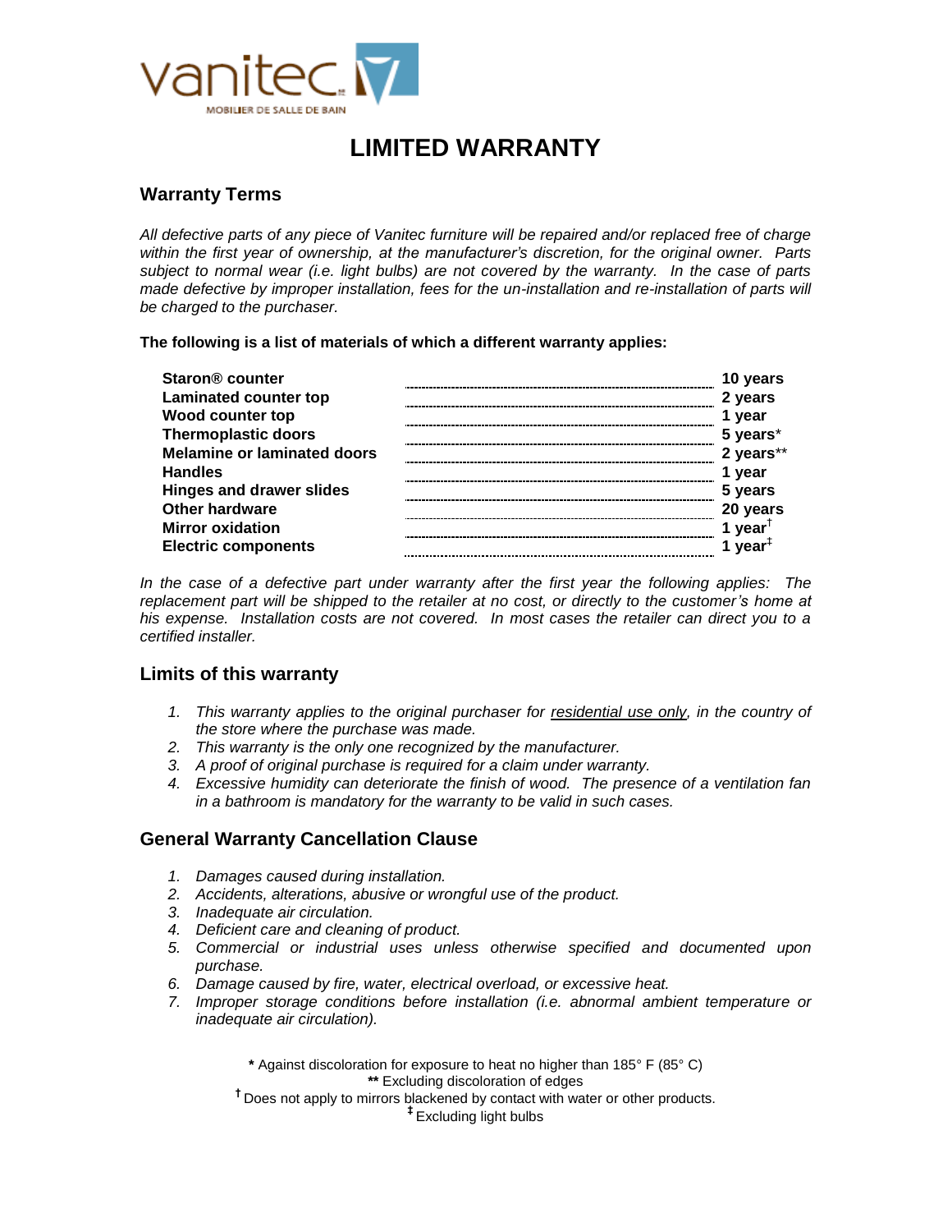vanitec

MOBILIER DE SALLE DE BAIN

# LIMITED WARRANTY

## Warranty Terms

*All defective parts of any piece of Vanitec furniture will be repaired and/or replaced free of charge within the first year of ownership, at the manufacturer's discretion, for the original owner. Parts subject to normal wear (i.e. light bulbs) are not covered by the warranty. In the case of parts made defective by improper installation, fees for the un-installation and re-installation of parts will be charged to the purchaser.*

**The following is a list of materials of which a different warranty applies:**

| Material | Warranty |
|---|---|
| **Staron® counter** | **10 years** |
| **Laminated counter top** | **2 years** |
| **Wood counter top** | **1 year** |
| **Thermoplastic doors** | **5 years*** |
| **Melamine or laminated doors** | **2 years**** |
| **Handles** | **1 year** |
| **Hinges and drawer slides** | **5 years** |
| **Other hardware** | **20 years** |
| **Mirror oxidation** | **1 year†** |
| **Electric components** | **1 year‡** |

*In the case of a defective part under warranty after the first year the following applies: The replacement part will be shipped to the retailer at no cost, or directly to the customer's home at his expense. Installation costs are not covered. In most cases the retailer can direct you to a certified installer.*

## Limits of this warranty

1. *This warranty applies to the original purchaser for <u>residential use only</u>, in the country of the store where the purchase was made.*
2. *This warranty is the only one recognized by the manufacturer.*
3. *A proof of original purchase is required for a claim under warranty.*
4. *Excessive humidity can deteriorate the finish of wood. The presence of a ventilation fan in a bathroom is mandatory for the warranty to be valid in such cases.*

## General Warranty Cancellation Clause

1. *Damages caused during installation.*
2. *Accidents, alterations, abusive or wrongful use of the product.*
3. *Inadequate air circulation.*
4. *Deficient care and cleaning of product.*
5. *Commercial or industrial uses unless otherwise specified and documented upon purchase.*
6. *Damage caused by fire, water, electrical overload, or excessive heat.*
7. *Improper storage conditions before installation (i.e. abnormal ambient temperature or inadequate air circulation).*

**\*** Against discoloration for exposure to heat no higher than 185° F (85° C)

**\*\*** Excluding discoloration of edges

**†** Does not apply to mirrors blackened by contact with water or other products.

**‡** Excluding light bulbs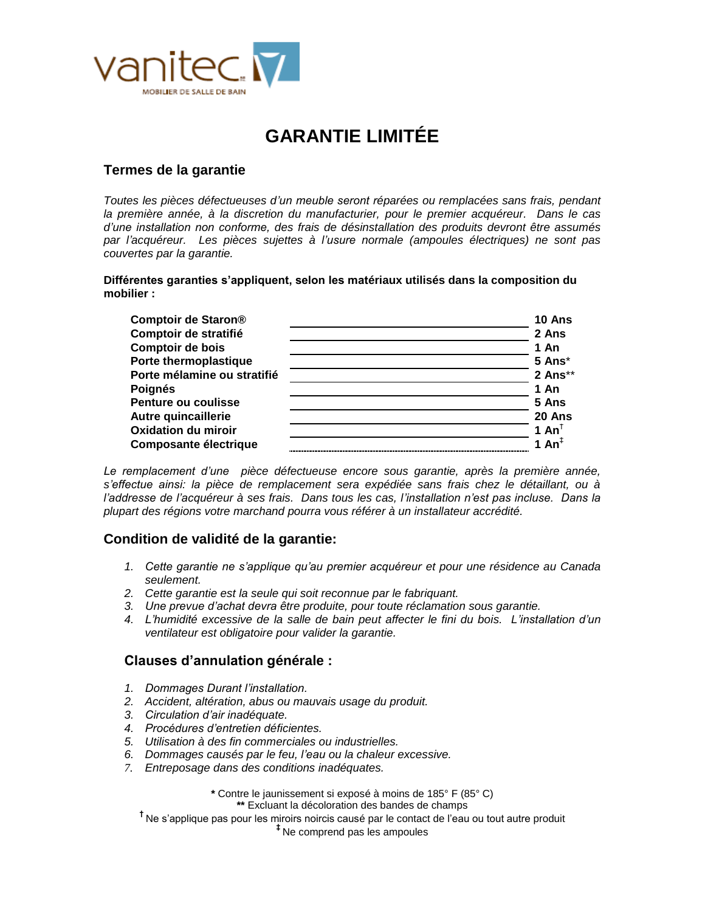vanitec
MOBILIER DE SALLE DE BAIN

# GARANTIE LIMITÉE

## Termes de la garantie

*Toutes les pièces défectueuses d'un meuble seront réparées ou remplacées sans frais, pendant la première année, à la discretion du manufacturier, pour le premier acquéreur. Dans le cas d'une installation non conforme, des frais de désinstallation des produits devront être assumés par l'acquéreur. Les pièces sujettes à l'usure normale (ampoules électriques) ne sont pas couvertes par la garantie.*

**Différentes garanties s'appliquent, selon les matériaux utilisés dans la composition du mobilier :**

| | |
|---|---|
| **Comptoir de Staron®** | **10 Ans** |
| **Comptoir de stratifié** | **2 Ans** |
| **Comptoir de bois** | **1 An** |
| **Porte thermoplastique** | **5 Ans**\* |
| **Porte mélamine ou stratifié** | **2 Ans**\*\* |
| **Poignés** | **1 An** |
| **Penture ou coulisse** | **5 Ans** |
| **Autre quincaillerie** | **20 Ans** |
| **Oxidation du miroir** | **1 An**† |
| **Composante électrique** | **1 An**‡ |

*Le remplacement d'une pièce défectueuse encore sous garantie, après la première année, s'effectue ainsi: la pièce de remplacement sera expédiée sans frais chez le détaillant, ou à l'addresse de l'acquéreur à ses frais. Dans tous les cas, l'installation n'est pas incluse. Dans la plupart des régions votre marchand pourra vous référer à un installateur accrédité.*

## Condition de validité de la garantie:

1. *Cette garantie ne s'applique qu'au premier acquéreur et pour une résidence au Canada seulement.*
2. *Cette garantie est la seule qui soit reconnue par le fabriquant.*
3. *Une prevue d'achat devra être produite, pour toute réclamation sous garantie.*
4. *L'humidité excessive de la salle de bain peut affecter le fini du bois. L'installation d'un ventilateur est obligatoire pour valider la garantie.*

## Clauses d'annulation générale :

1. *Dommages Durant l'installation.*
2. *Accident, altération, abus ou mauvais usage du produit.*
3. *Circulation d'air inadéquate.*
4. *Procédures d'entretien déficientes.*
5. *Utilisation à des fin commerciales ou industrielles.*
6. *Dommages causés par le feu, l'eau ou la chaleur excessive.*
7. *Entreposage dans des conditions inadéquates.*

**\*** Contre le jaunissement si exposé à moins de 185° F (85° C)
**\*\*** Excluant la décoloration des bandes de champs
**†** Ne s'applique pas pour les miroirs noircis causé par le contact de l'eau ou tout autre produit
**‡** Ne comprend pas les ampoules